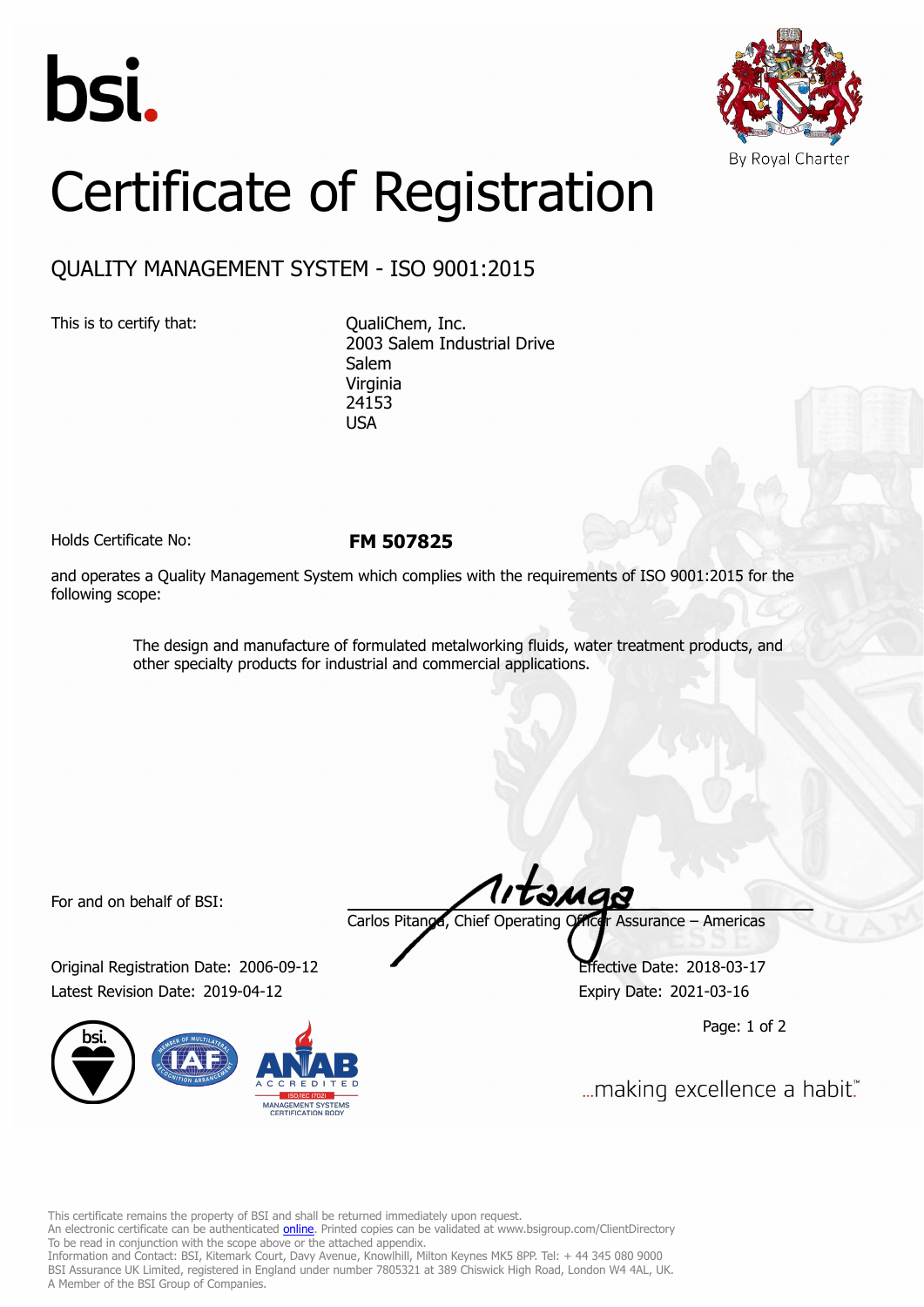bsi.

By Royal Charter

# Certificate of Registration

## QUALITY MANAGEMENT SYSTEM - ISO 9001:2015

This is to certify that:

QualiChem, Inc.
2003 Salem Industrial Drive
Salem
Virginia
24153
USA

Holds Certificate No: **FM 507825**

and operates a Quality Management System which complies with the requirements of ISO 9001:2015 for the following scope:

> The design and manufacture of formulated metalworking fluids, water treatment products, and other specialty products for industrial and commercial applications.

For and on behalf of BSI:

Carlos Pitanga, Chief Operating Officer Assurance – Americas

Original Registration Date: 2006-09-12

Latest Revision Date: 2019-04-12

Effective Date: 2018-03-17

Expiry Date: 2021-03-16

ACCREDITED ISO/IEC 17021 MANAGEMENT SYSTEMS CERTIFICATION BODY

...making excellence a habit.™

This certificate remains the property of BSI and shall be returned immediately upon request.
An electronic certificate can be authenticated online. Printed copies can be validated at www.bsigroup.com/ClientDirectory
To be read in conjunction with the scope above or the attached appendix.
Information and Contact: BSI, Kitemark Court, Davy Avenue, Knowlhill, Milton Keynes MK5 8PP. Tel: + 44 345 080 9000
BSI Assurance UK Limited, registered in England under number 7805321 at 389 Chiswick High Road, London W4 4AL, UK.
A Member of the BSI Group of Companies.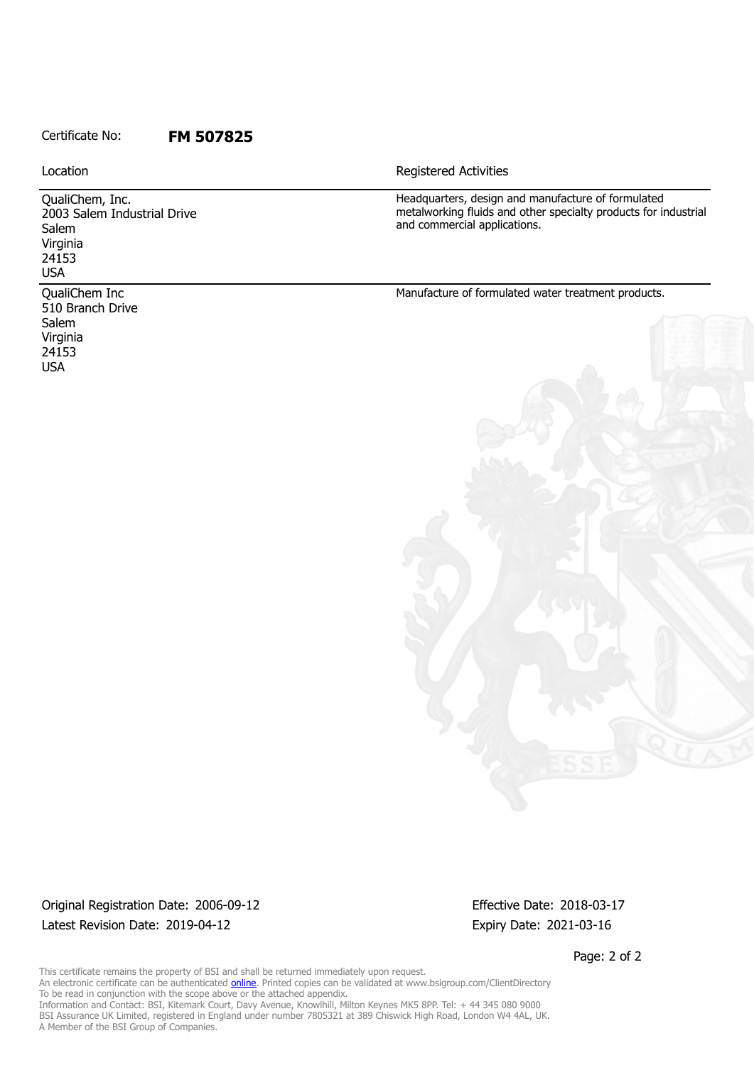Certificate No: **FM 507825**

| Location | Registered Activities |
| --- | --- |
| QualiChem, Inc.<br>2003 Salem Industrial Drive<br>Salem<br>Virginia<br>24153<br>USA | Headquarters, design and manufacture of formulated metalworking fluids and other specialty products for industrial and commercial applications. |
| QualiChem Inc<br>510 Branch Drive<br>Salem<br>Virginia<br>24153<br>USA | Manufacture of formulated water treatment products. |

Original Registration Date: 2006-09-12

Latest Revision Date: 2019-04-12

Effective Date: 2018-03-17

Expiry Date: 2021-03-16

This certificate remains the property of BSI and shall be returned immediately upon request.
An electronic certificate can be authenticated online. Printed copies can be validated at www.bsigroup.com/ClientDirectory
To be read in conjunction with the scope above or the attached appendix.
Information and Contact: BSI, Kitemark Court, Davy Avenue, Knowlhill, Milton Keynes MK5 8PP. Tel: + 44 345 080 9000
BSI Assurance UK Limited, registered in England under number 7805321 at 389 Chiswick High Road, London W4 4AL, UK.
A Member of the BSI Group of Companies.